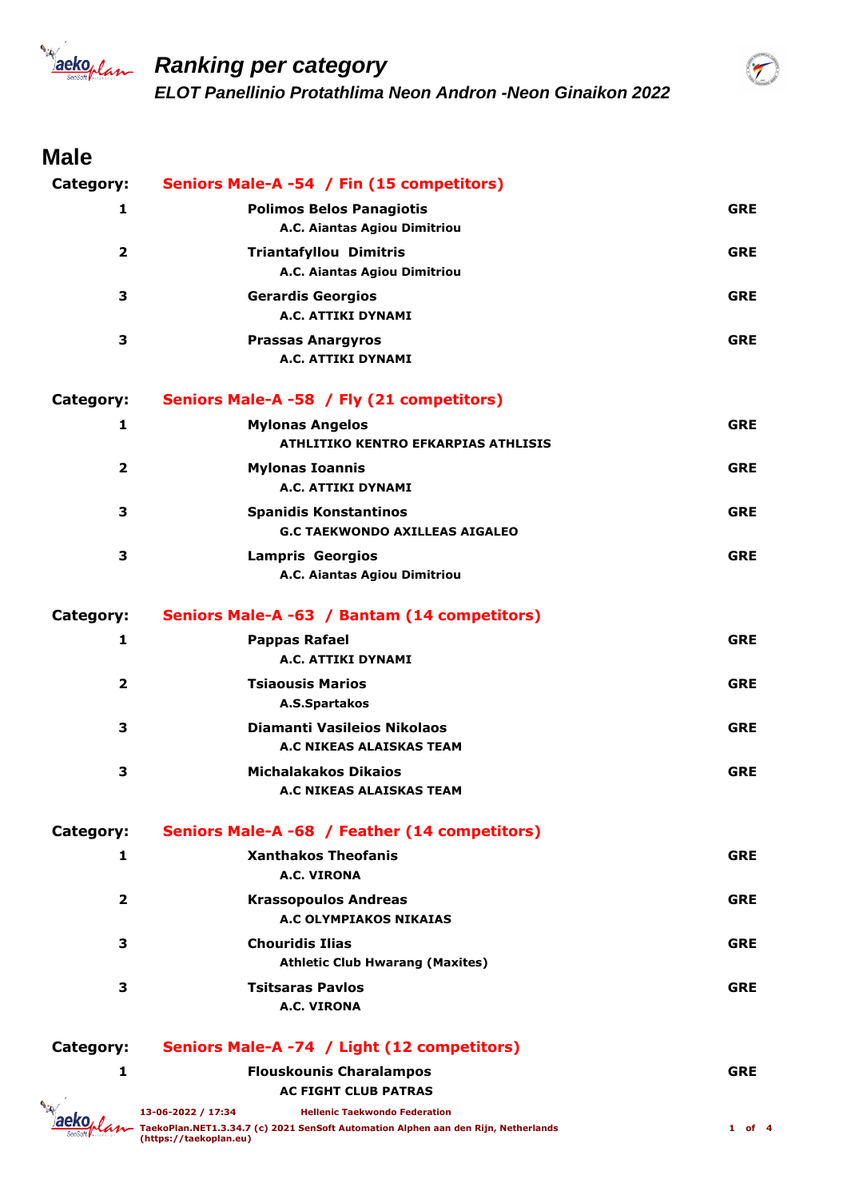# Ranking per category

## ELOT Panellinio Protathlima Neon Andron -Neon Ginaikon 2022

## Male

**Category:** **Seniors Male-A -54 / Fin (15 competitors)**

| Rank | Name / Club | Country |
|---|---|---|
| 1 | **Polimos Belos Panagiotis**<br>A.C. Aiantas Agiou Dimitriou | GRE |
| 2 | **Triantafyllou Dimitris**<br>A.C. Aiantas Agiou Dimitriou | GRE |
| 3 | **Gerardis Georgios**<br>A.C. ATTIKI DYNAMI | GRE |
| 3 | **Prassas Anargyros**<br>A.C. ATTIKI DYNAMI | GRE |

**Category:** **Seniors Male-A -58 / Fly (21 competitors)**

| Rank | Name / Club | Country |
|---|---|---|
| 1 | **Mylonas Angelos**<br>ATHLITIKO KENTRO EFKARPIAS ATHLISIS | GRE |
| 2 | **Mylonas Ioannis**<br>A.C. ATTIKI DYNAMI | GRE |
| 3 | **Spanidis Konstantinos**<br>G.C TAEKWONDO AXILLEAS AIGALEO | GRE |
| 3 | **Lampris Georgios**<br>A.C. Aiantas Agiou Dimitriou | GRE |

**Category:** **Seniors Male-A -63 / Bantam (14 competitors)**

| Rank | Name / Club | Country |
|---|---|---|
| 1 | **Pappas Rafael**<br>A.C. ATTIKI DYNAMI | GRE |
| 2 | **Tsiaousis Marios**<br>A.S.Spartakos | GRE |
| 3 | **Diamanti Vasileios Nikolaos**<br>A.C NIKEAS ALAISKAS TEAM | GRE |
| 3 | **Michalakakos Dikaios**<br>A.C NIKEAS ALAISKAS TEAM | GRE |

**Category:** **Seniors Male-A -68 / Feather (14 competitors)**

| Rank | Name / Club | Country |
|---|---|---|
| 1 | **Xanthakos Theofanis**<br>A.C. VIRONA | GRE |
| 2 | **Krassopoulos Andreas**<br>A.C OLYMPIAKOS NIKAIAS | GRE |
| 3 | **Chouridis Ilias**<br>Athletic Club Hwarang (Maxites) | GRE |
| 3 | **Tsitsaras Pavlos**<br>A.C. VIRONA | GRE |

**Category:** **Seniors Male-A -74 / Light (12 competitors)**

| Rank | Name / Club | Country |
|---|---|---|
| 1 | **Flouskounis Charalampos**<br>AC FIGHT CLUB PATRAS | GRE |

13-06-2022 / 17:34 Hellenic Taekwondo Federation
TaekoPlan.NET1.3.34.7 (c) 2021 SenSoft Automation Alphen aan den Rijn, Netherlands (https://taekoplan.eu)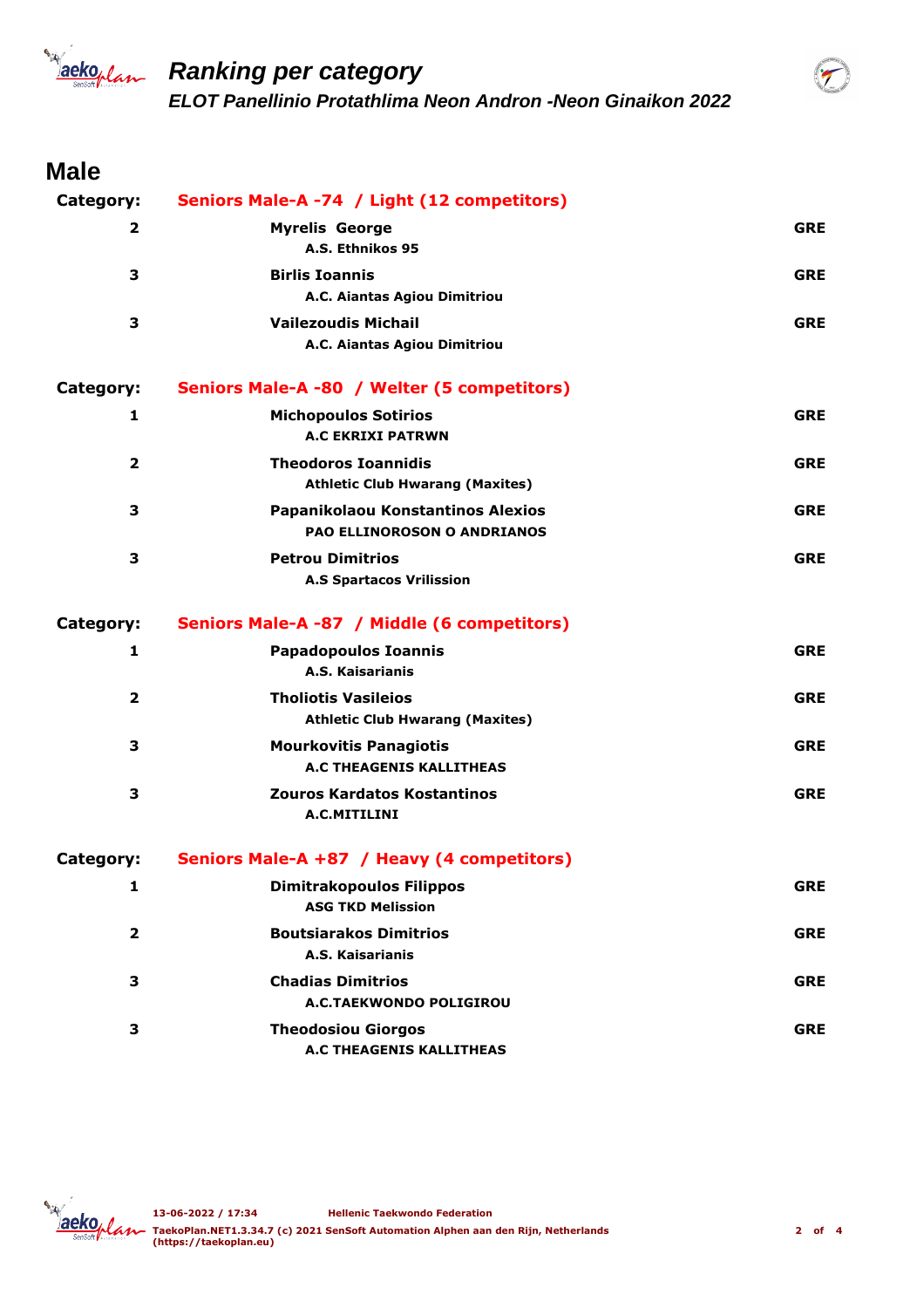## Male

**Category:** Seniors Male-A -74 / Light (12 competitors)

| Rank | Name / Club | Country |
|---|---|---|
| 2 | **Myrelis George**<br>A.S. Ethnikos 95 | GRE |
| 3 | **Birlis Ioannis**<br>A.C. Aiantas Agiou Dimitriou | GRE |
| 3 | **Vailezoudis Michail**<br>A.C. Aiantas Agiou Dimitriou | GRE |

**Category:** Seniors Male-A -80 / Welter (5 competitors)

| Rank | Name / Club | Country |
|---|---|---|
| 1 | **Michopoulos Sotirios**<br>A.C EKRIXI PATRWN | GRE |
| 2 | **Theodoros Ioannidis**<br>Athletic Club Hwarang (Maxites) | GRE |
| 3 | **Papanikolaou Konstantinos Alexios**<br>PAO ELLINOROSON O ANDRIANOS | GRE |
| 3 | **Petrou Dimitrios**<br>A.S Spartacos Vrilission | GRE |

**Category:** Seniors Male-A -87 / Middle (6 competitors)

| Rank | Name / Club | Country |
|---|---|---|
| 1 | **Papadopoulos Ioannis**<br>A.S. Kaisarianis | GRE |
| 2 | **Tholiotis Vasileios**<br>Athletic Club Hwarang (Maxites) | GRE |
| 3 | **Mourkovitis Panagiotis**<br>A.C THEAGENIS KALLITHEAS | GRE |
| 3 | **Zouros Kardatos Kostantinos**<br>A.C.MITILINI | GRE |

**Category:** Seniors Male-A +87 / Heavy (4 competitors)

| Rank | Name / Club | Country |
|---|---|---|
| 1 | **Dimitrakopoulos Filippos**<br>ASG TKD Melission | GRE |
| 2 | **Boutsiarakos Dimitrios**<br>A.S. Kaisarianis | GRE |
| 3 | **Chadias Dimitrios**<br>A.C.TAEKWONDO POLIGIROU | GRE |
| 3 | **Theodosiou Giorgos**<br>A.C THEAGENIS KALLITHEAS | GRE |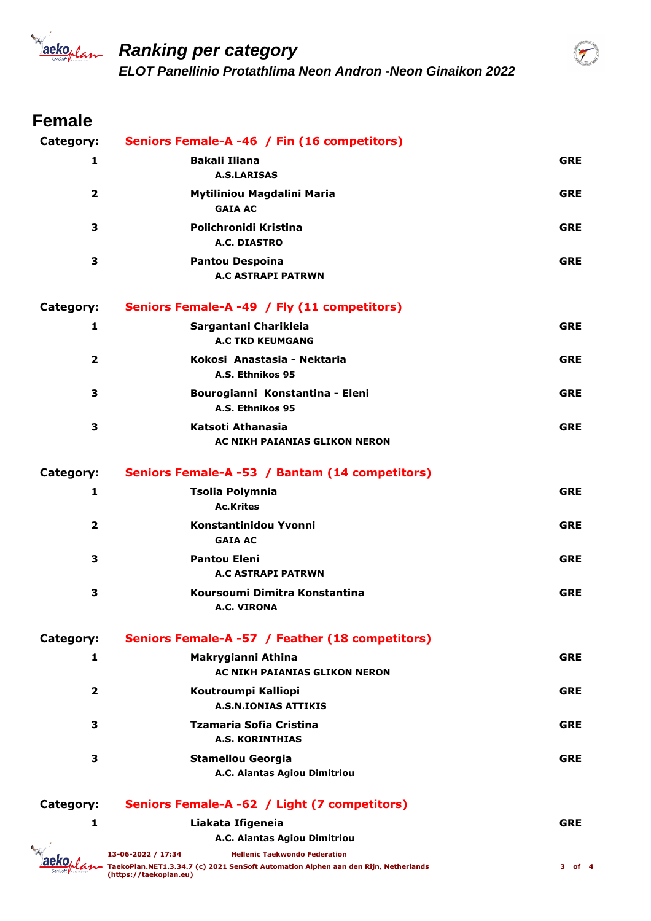# Ranking per category

## ELOT Panellinio Protathlima Neon Andron -Neon Ginaikon 2022

## Female

### Category: Seniors Female-A -46 / Fin (16 competitors)

| Rank | Name / Club | Country |
|---|---|---|
| 1 | **Bakali Iliana**<br>A.S.LARISAS | GRE |
| 2 | **Mytiliniou Magdalini Maria**<br>GAIA AC | GRE |
| 3 | **Polichronidi Kristina**<br>A.C. DIASTRO | GRE |
| 3 | **Pantou Despoina**<br>A.C ASTRAPI PATRWN | GRE |

### Category: Seniors Female-A -49 / Fly (11 competitors)

| Rank | Name / Club | Country |
|---|---|---|
| 1 | **Sargantani Charikleia**<br>A.C TKD KEUMGANG | GRE |
| 2 | **Kokosi Anastasia - Nektaria**<br>A.S. Ethnikos 95 | GRE |
| 3 | **Bourogianni Konstantina - Eleni**<br>A.S. Ethnikos 95 | GRE |
| 3 | **Katsoti Athanasia**<br>AC NIKH PAIANIAS GLIKON NERON | GRE |

### Category: Seniors Female-A -53 / Bantam (14 competitors)

| Rank | Name / Club | Country |
|---|---|---|
| 1 | **Tsolia Polymnia**<br>Ac.Krites | GRE |
| 2 | **Konstantinidou Yvonni**<br>GAIA AC | GRE |
| 3 | **Pantou Eleni**<br>A.C ASTRAPI PATRWN | GRE |
| 3 | **Koursoumi Dimitra Konstantina**<br>A.C. VIRONA | GRE |

### Category: Seniors Female-A -57 / Feather (18 competitors)

| Rank | Name / Club | Country |
|---|---|---|
| 1 | **Makrygianni Athina**<br>AC NIKH PAIANIAS GLIKON NERON | GRE |
| 2 | **Koutroumpi Kalliopi**<br>A.S.N.IONIAS ATTIKIS | GRE |
| 3 | **Tzamaria Sofia Cristina**<br>A.S. KORINTHIAS | GRE |
| 3 | **Stamellou Georgia**<br>A.C. Aiantas Agiou Dimitriou | GRE |

### Category: Seniors Female-A -62 / Light (7 competitors)

| Rank | Name / Club | Country |
|---|---|---|
| 1 | **Liakata Ifigeneia**<br>A.C. Aiantas Agiou Dimitriou | GRE |

13-06-2022 / 17:34 Hellenic Taekwondo Federation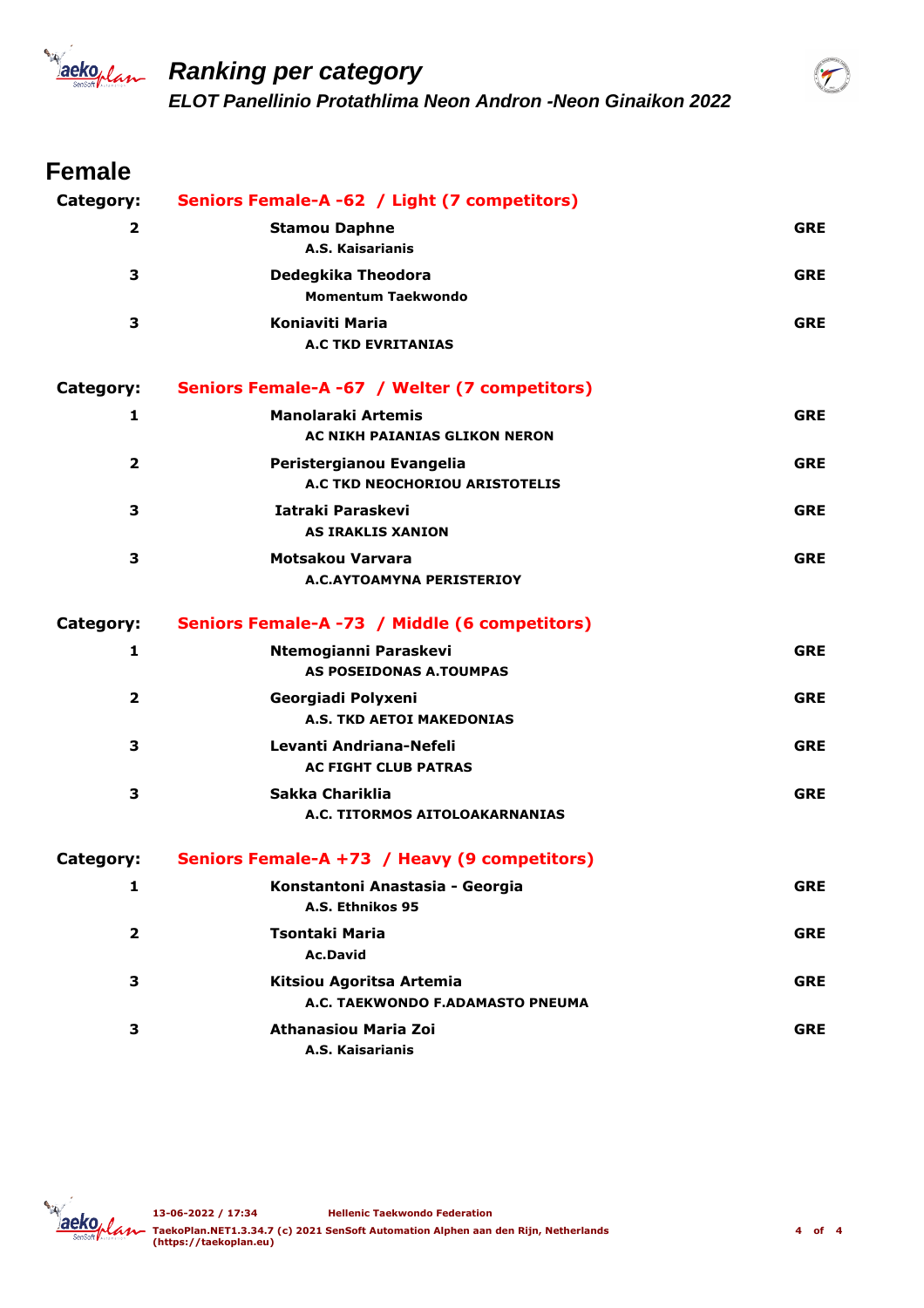# Ranking per category

## ELOT Panellinio Protathlima Neon Andron -Neon Ginaikon 2022

## Female

**Category:** Seniors Female-A -62 / Light (7 competitors)

| | | |
|---|---|---|
| 2 | **Stamou Daphne**<br>A.S. Kaisarianis | GRE |
| 3 | **Dedegkika Theodora**<br>Momentum Taekwondo | GRE |
| 3 | **Koniaviti Maria**<br>A.C TKD EVRITANIAS | GRE |

**Category:** Seniors Female-A -67 / Welter (7 competitors)

| | | |
|---|---|---|
| 1 | **Manolaraki Artemis**<br>AC NIKH PAIANIAS GLIKON NERON | GRE |
| 2 | **Peristergianou Evangelia**<br>A.C TKD NEOCHORIOU ARISTOTELIS | GRE |
| 3 | **Iatraki Paraskevi**<br>AS IRAKLIS XANION | GRE |
| 3 | **Motsakou Varvara**<br>A.C.AYTOAMYNA PERISTERIOY | GRE |

**Category:** Seniors Female-A -73 / Middle (6 competitors)

| | | |
|---|---|---|
| 1 | **Ntemogianni Paraskevi**<br>AS POSEIDONAS A.TOUMPAS | GRE |
| 2 | **Georgiadi Polyxeni**<br>A.S. TKD AETOI MAKEDONIAS | GRE |
| 3 | **Levanti Andriana-Nefeli**<br>AC FIGHT CLUB PATRAS | GRE |
| 3 | **Sakka Chariklia**<br>A.C. TITORMOS AITOLOAKARNANIAS | GRE |

**Category:** Seniors Female-A +73 / Heavy (9 competitors)

| | | |
|---|---|---|
| 1 | **Konstantoni Anastasia - Georgia**<br>A.S. Ethnikos 95 | GRE |
| 2 | **Tsontaki Maria**<br>Ac.David | GRE |
| 3 | **Kitsiou Agoritsa Artemia**<br>A.C. TAEKWONDO F.ADAMASTO PNEUMA | GRE |
| 3 | **Athanasiou Maria Zoi**<br>A.S. Kaisarianis | GRE |

13-06-2022 / 17:34 Hellenic Taekwondo Federation
TaekoPlan.NET1.3.34.7 (c) 2021 SenSoft Automation Alphen aan den Rijn, Netherlands (https://taekoplan.eu)